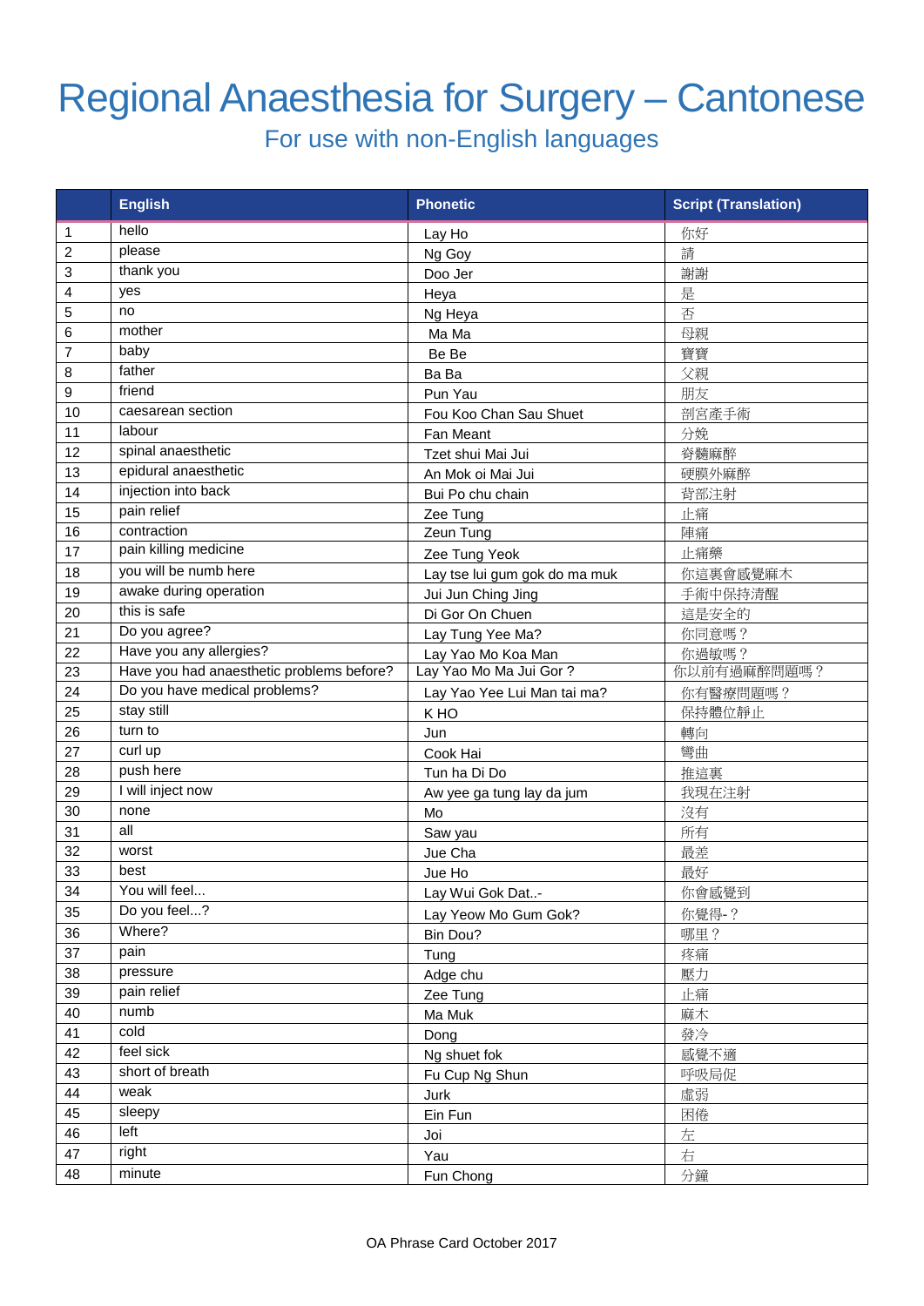# Regional Anaesthesia for Surgery – Cantonese

## For use with non-English languages

| | English | Phonetic | Script (Translation) |
|---|---|---|---|
| 1 | hello | Lay Ho | 你好 |
| 2 | please | Ng Goy | 請 |
| 3 | thank you | Doo Jer | 謝謝 |
| 4 | yes | Heya | 是 |
| 5 | no | Ng Heya | 否 |
| 6 | mother | Ma Ma | 母親 |
| 7 | baby | Be Be | 寶寶 |
| 8 | father | Ba Ba | 父親 |
| 9 | friend | Pun Yau | 朋友 |
| 10 | caesarean section | Fou Koo Chan Sau Shuet | 剖宮產手術 |
| 11 | labour | Fan Meant | 分娩 |
| 12 | spinal anaesthetic | Tzet shui Mai Jui | 脊髓麻醉 |
| 13 | epidural anaesthetic | An Mok oi Mai Jui | 硬膜外麻醉 |
| 14 | injection into back | Bui Po chu chain | 背部注射 |
| 15 | pain relief | Zee Tung | 止痛 |
| 16 | contraction | Zeun Tung | 陣痛 |
| 17 | pain killing medicine | Zee Tung Yeok | 止痛藥 |
| 18 | you will be numb here | Lay tse lui gum gok do ma muk | 你這裏會感覺麻木 |
| 19 | awake during operation | Jui Jun Ching Jing | 手術中保持清醒 |
| 20 | this is safe | Di Gor On Chuen | 這是安全的 |
| 21 | Do you agree? | Lay Tung Yee Ma? | 你同意嗎？ |
| 22 | Have you any allergies? | Lay Yao Mo Koa Man | 你過敏嗎？ |
| 23 | Have you had anaesthetic problems before? | Lay Yao Mo Ma Jui Gor ? | 你以前有過麻醉問題嗎？ |
| 24 | Do you have medical problems? | Lay Yao Yee Lui Man tai ma? | 你有醫療問題嗎？ |
| 25 | stay still | K HO | 保持體位靜止 |
| 26 | turn to | Jun | 轉向 |
| 27 | curl up | Cook Hai | 彎曲 |
| 28 | push here | Tun ha Di Do | 推這裏 |
| 29 | I will inject now | Aw yee ga tung lay da jum | 我現在注射 |
| 30 | none | Mo | 沒有 |
| 31 | all | Saw yau | 所有 |
| 32 | worst | Jue Cha | 最差 |
| 33 | best | Jue Ho | 最好 |
| 34 | You will feel... | Lay Wui Gok Dat..- | 你會感覺到 |
| 35 | Do you feel...? | Lay Yeow Mo Gum Gok? | 你覺得-？ |
| 36 | Where? | Bin Dou? | 哪里？ |
| 37 | pain | Tung | 疼痛 |
| 38 | pressure | Adge chu | 壓力 |
| 39 | pain relief | Zee Tung | 止痛 |
| 40 | numb | Ma Muk | 麻木 |
| 41 | cold | Dong | 發冷 |
| 42 | feel sick | Ng shuet fok | 感覺不適 |
| 43 | short of breath | Fu Cup Ng Shun | 呼吸局促 |
| 44 | weak | Jurk | 虛弱 |
| 45 | sleepy | Ein Fun | 困倦 |
| 46 | left | Joi | 左 |
| 47 | right | Yau | 右 |
| 48 | minute | Fun Chong | 分鐘 |

OA Phrase Card October 2017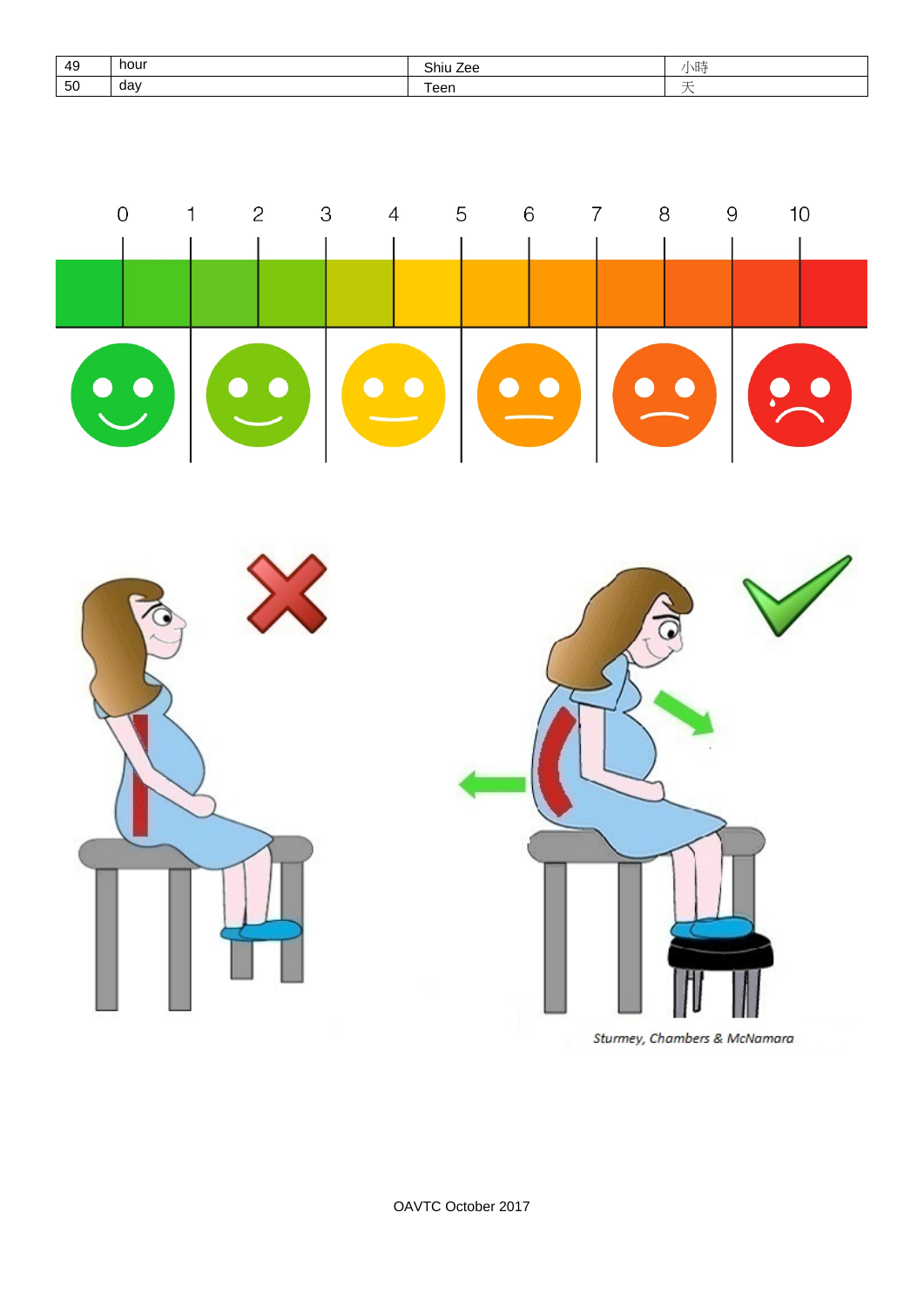| | | | |
|---|---|---|---|
| 49 | hour | Shiu Zee | 小時 |
| 50 | day | Teen | 天 |

0 1 2 3 4 5 6 7 8 9 10

Sturmey, Chambers & McNamara

OAVTC October 2017